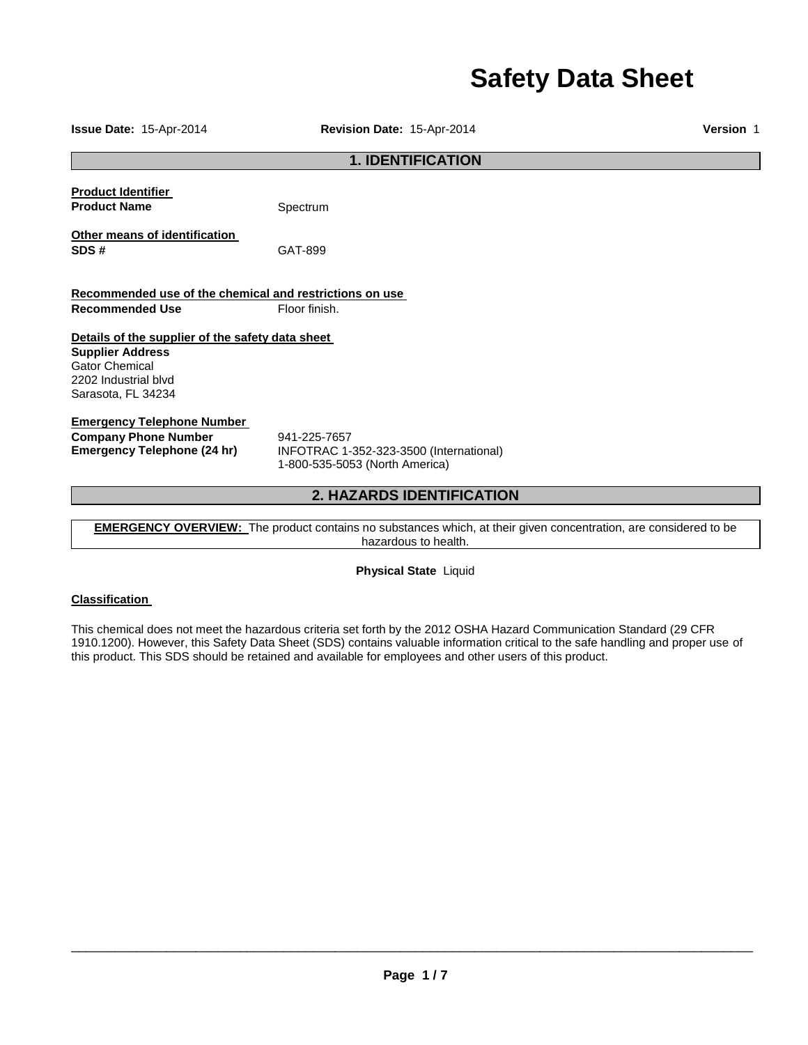# Safety Data Sheet

**Issue Date:** 15-Apr-2014 **Revision Date:** 15-Apr-2014 **Version** 1

## 1. IDENTIFICATION

**Product Identifier**

**Product Name** Spectrum

**Other means of identification**

**SDS #** GAT-899

**Recommended use of the chemical and restrictions on use**

**Recommended Use** Floor finish.

**Details of the supplier of the safety data sheet**

**Supplier Address**
Gator Chemical
2202 Industrial blvd
Sarasota, FL 34234

**Emergency Telephone Number**

**Company Phone Number** 941-225-7657

**Emergency Telephone (24 hr)** INFOTRAC 1-352-323-3500 (International)
1-800-535-5053 (North America)

## 2. HAZARDS IDENTIFICATION

**EMERGENCY OVERVIEW:** The product contains no substances which, at their given concentration, are considered to be hazardous to health.

**Physical State** Liquid

**Classification**

This chemical does not meet the hazardous criteria set forth by the 2012 OSHA Hazard Communication Standard (29 CFR 1910.1200). However, this Safety Data Sheet (SDS) contains valuable information critical to the safe handling and proper use of this product. This SDS should be retained and available for employees and other users of this product.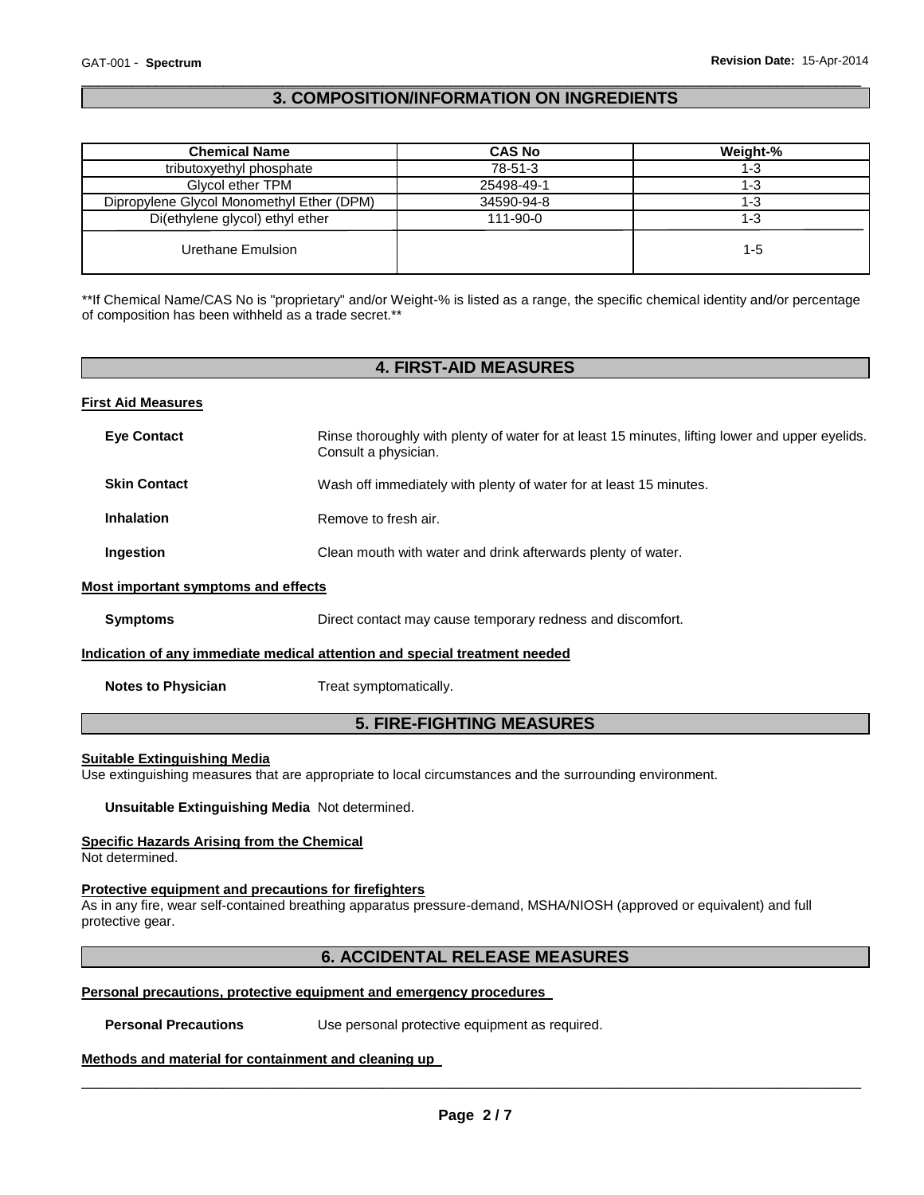## 3. COMPOSITION/INFORMATION ON INGREDIENTS

| Chemical Name | CAS No | Weight-% |
|---|---|---|
| tributoxyethyl phosphate | 78-51-3 | 1-3 |
| Glycol ether TPM | 25498-49-1 | 1-3 |
| Dipropylene Glycol Monomethyl Ether (DPM) | 34590-94-8 | 1-3 |
| Di(ethylene glycol) ethyl ether | 111-90-0 | 1-3 |
| Urethane Emulsion | | 1-5 |

**If Chemical Name/CAS No is "proprietary" and/or Weight-% is listed as a range, the specific chemical identity and/or percentage of composition has been withheld as a trade secret.**

## 4. FIRST-AID MEASURES

### First Aid Measures

**Eye Contact** Rinse thoroughly with plenty of water for at least 15 minutes, lifting lower and upper eyelids. Consult a physician.

**Skin Contact** Wash off immediately with plenty of water for at least 15 minutes.

**Inhalation** Remove to fresh air.

**Ingestion** Clean mouth with water and drink afterwards plenty of water.

### Most important symptoms and effects

**Symptoms** Direct contact may cause temporary redness and discomfort.

### Indication of any immediate medical attention and special treatment needed

**Notes to Physician** Treat symptomatically.

## 5. FIRE-FIGHTING MEASURES

### Suitable Extinguishing Media

Use extinguishing measures that are appropriate to local circumstances and the surrounding environment.

**Unsuitable Extinguishing Media** Not determined.

### Specific Hazards Arising from the Chemical

Not determined.

### Protective equipment and precautions for firefighters

As in any fire, wear self-contained breathing apparatus pressure-demand, MSHA/NIOSH (approved or equivalent) and full protective gear.

## 6. ACCIDENTAL RELEASE MEASURES

### Personal precautions, protective equipment and emergency procedures

**Personal Precautions** Use personal protective equipment as required.

### Methods and material for containment and cleaning up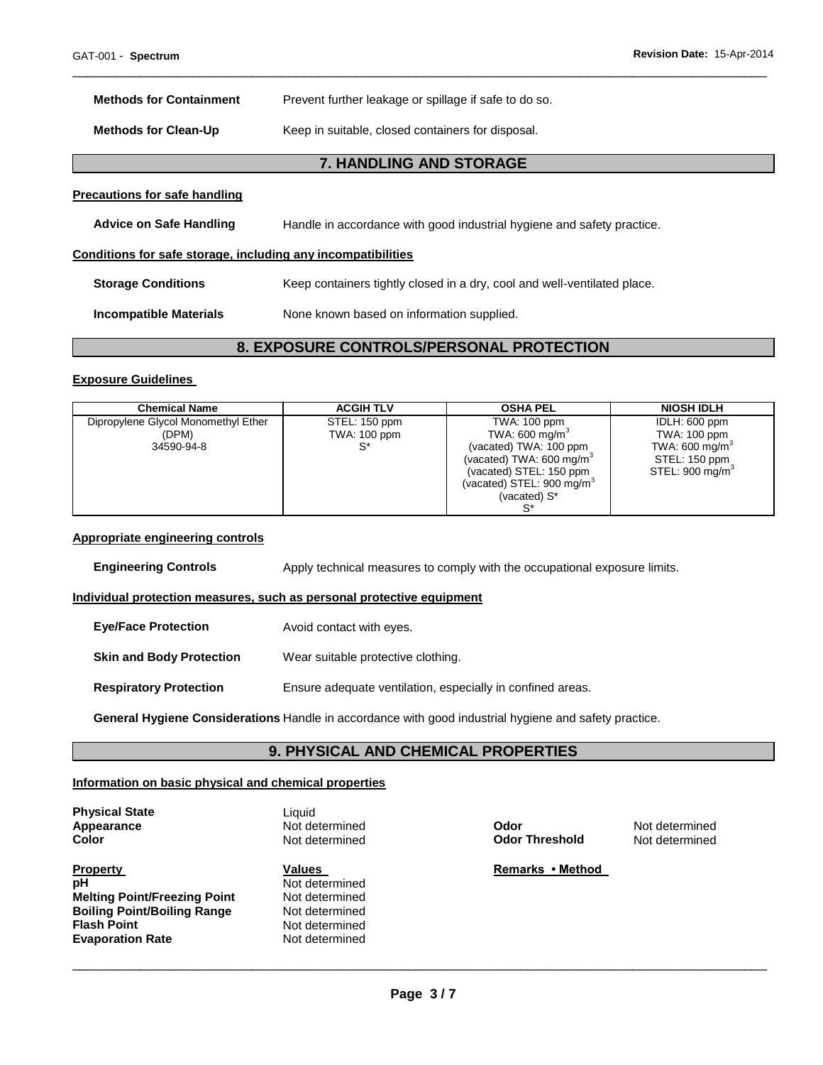**Methods for Containment** Prevent further leakage or spillage if safe to do so.

**Methods for Clean-Up** Keep in suitable, closed containers for disposal.

## 7. HANDLING AND STORAGE

**Precautions for safe handling**

**Advice on Safe Handling** Handle in accordance with good industrial hygiene and safety practice.

**Conditions for safe storage, including any incompatibilities**

**Storage Conditions** Keep containers tightly closed in a dry, cool and well-ventilated place.

**Incompatible Materials** None known based on information supplied.

## 8. EXPOSURE CONTROLS/PERSONAL PROTECTION

**Exposure Guidelines**

| Chemical Name | ACGIH TLV | OSHA PEL | NIOSH IDLH |
|---|---|---|---|
| Dipropylene Glycol Monomethyl Ether (DPM) 34590-94-8 | STEL: 150 ppm TWA: 100 ppm S* | TWA: 100 ppm TWA: 600 mg/m$^3$ (vacated) TWA: 100 ppm (vacated) TWA: 600 mg/m$^3$ (vacated) STEL: 150 ppm (vacated) STEL: 900 mg/m$^3$ (vacated) S* S* | IDLH: 600 ppm TWA: 100 ppm TWA: 600 mg/m$^3$ STEL: 150 ppm STEL: 900 mg/m$^3$ |

**Appropriate engineering controls**

**Engineering Controls** Apply technical measures to comply with the occupational exposure limits.

**Individual protection measures, such as personal protective equipment**

**Eye/Face Protection** Avoid contact with eyes.

**Skin and Body Protection** Wear suitable protective clothing.

**Respiratory Protection** Ensure adequate ventilation, especially in confined areas.

**General Hygiene Considerations** Handle in accordance with good industrial hygiene and safety practice.

## 9. PHYSICAL AND CHEMICAL PROPERTIES

**Information on basic physical and chemical properties**

**Physical State** Liquid
**Appearance** Not determined
**Color** Not determined
**Odor** Not determined
**Odor Threshold** Not determined

| Property | Values | Remarks • Method |
|---|---|---|
| **pH** | Not determined | |
| **Melting Point/Freezing Point** | Not determined | |
| **Boiling Point/Boiling Range** | Not determined | |
| **Flash Point** | Not determined | |
| **Evaporation Rate** | Not determined | |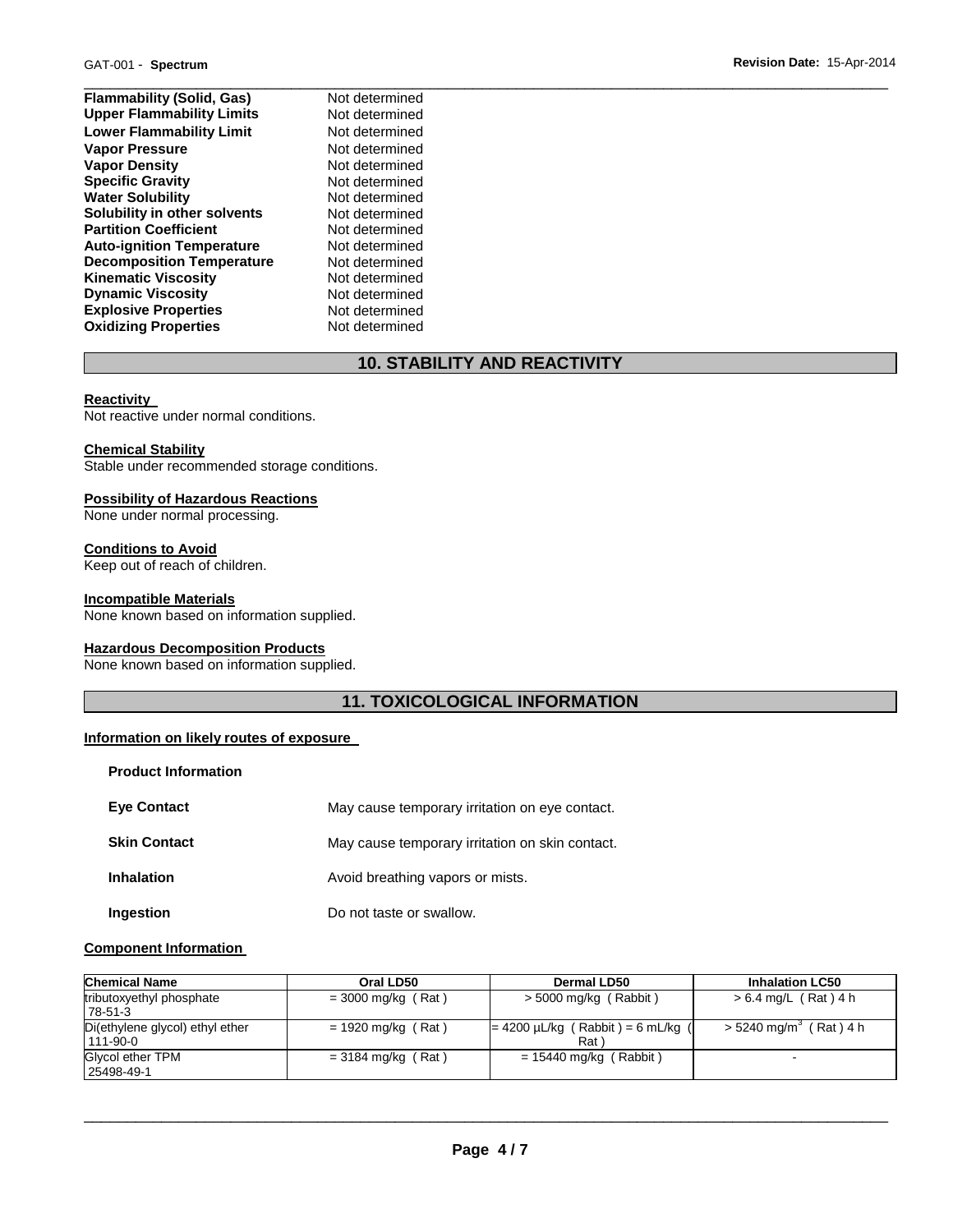| | |
|---|---|
| **Flammability (Solid, Gas)** | Not determined |
| **Upper Flammability Limits** | Not determined |
| **Lower Flammability Limit** | Not determined |
| **Vapor Pressure** | Not determined |
| **Vapor Density** | Not determined |
| **Specific Gravity** | Not determined |
| **Water Solubility** | Not determined |
| **Solubility in other solvents** | Not determined |
| **Partition Coefficient** | Not determined |
| **Auto-ignition Temperature** | Not determined |
| **Decomposition Temperature** | Not determined |
| **Kinematic Viscosity** | Not determined |
| **Dynamic Viscosity** | Not determined |
| **Explosive Properties** | Not determined |
| **Oxidizing Properties** | Not determined |

## 10. STABILITY AND REACTIVITY

**Reactivity**

Not reactive under normal conditions.

**Chemical Stability**

Stable under recommended storage conditions.

**Possibility of Hazardous Reactions**

None under normal processing.

**Conditions to Avoid**

Keep out of reach of children.

**Incompatible Materials**

None known based on information supplied.

**Hazardous Decomposition Products**

None known based on information supplied.

## 11. TOXICOLOGICAL INFORMATION

**Information on likely routes of exposure**

**Product Information**

| | |
|---|---|
| **Eye Contact** | May cause temporary irritation on eye contact. |
| **Skin Contact** | May cause temporary irritation on skin contact. |
| **Inhalation** | Avoid breathing vapors or mists. |
| **Ingestion** | Do not taste or swallow. |

**Component Information**

| Chemical Name | Oral LD50 | Dermal LD50 | Inhalation LC50 |
|---|---|---|---|
| tributoxyethyl phosphate 78-51-3 | = 3000 mg/kg ( Rat ) | > 5000 mg/kg ( Rabbit ) | > 6.4 mg/L ( Rat ) 4 h |
| Di(ethylene glycol) ethyl ether 111-90-0 | = 1920 mg/kg ( Rat ) | = 4200 µL/kg ( Rabbit ) = 6 mL/kg ( Rat ) | > 5240 mg/m$^3$ ( Rat ) 4 h |
| Glycol ether TPM 25498-49-1 | = 3184 mg/kg ( Rat ) | = 15440 mg/kg ( Rabbit ) | - |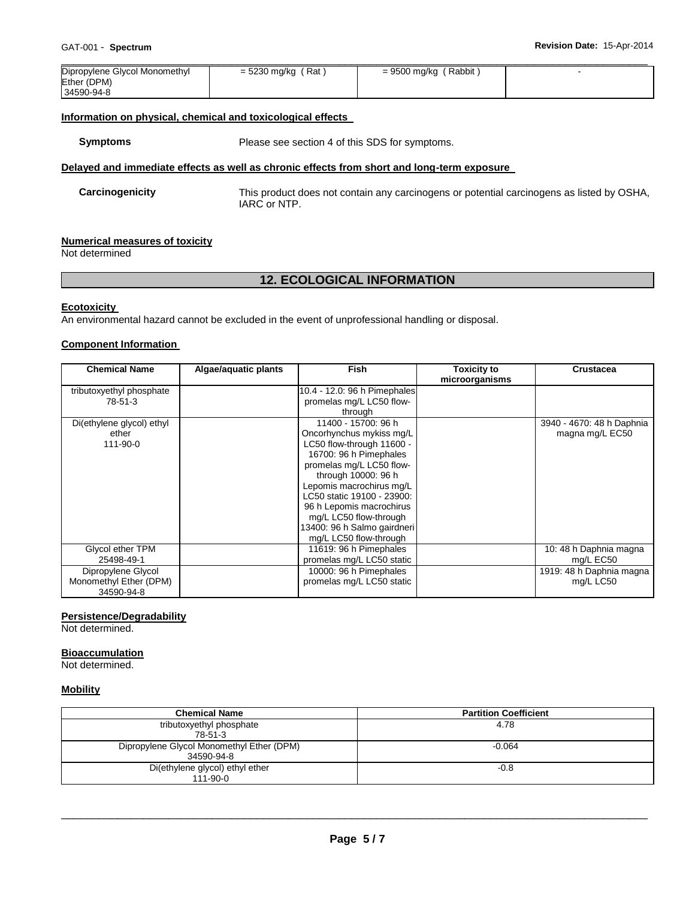| Dipropylene Glycol Monomethyl Ether (DPM) 34590-94-8 | = 5230 mg/kg ( Rat ) | = 9500 mg/kg ( Rabbit ) | - |
|---|---|---|---|

### Information on physical, chemical and toxicological effects

**Symptoms** Please see section 4 of this SDS for symptoms.

### Delayed and immediate effects as well as chronic effects from short and long-term exposure

**Carcinogenicity** This product does not contain any carcinogens or potential carcinogens as listed by OSHA, IARC or NTP.

### Numerical measures of toxicity

Not determined

## 12. ECOLOGICAL INFORMATION

### Ecotoxicity

An environmental hazard cannot be excluded in the event of unprofessional handling or disposal.

### Component Information

| Chemical Name | Algae/aquatic plants | Fish | Toxicity to microorganisms | Crustacea |
|---|---|---|---|---|
| tributoxyethyl phosphate 78-51-3 | | 10.4 - 12.0: 96 h Pimephales promelas mg/L LC50 flow-through | | |
| Di(ethylene glycol) ethyl ether 111-90-0 | | 11400 - 15700: 96 h Oncorhynchus mykiss mg/L LC50 flow-through 11600 - 16700: 96 h Pimephales promelas mg/L LC50 flow-through 10000: 96 h Lepomis macrochirus mg/L LC50 static 19100 - 23900: 96 h Lepomis macrochirus mg/L LC50 flow-through 13400: 96 h Salmo gairdneri mg/L LC50 flow-through | | 3940 - 4670: 48 h Daphnia magna mg/L EC50 |
| Glycol ether TPM 25498-49-1 | | 11619: 96 h Pimephales promelas mg/L LC50 static | | 10: 48 h Daphnia magna mg/L EC50 |
| Dipropylene Glycol Monomethyl Ether (DPM) 34590-94-8 | | 10000: 96 h Pimephales promelas mg/L LC50 static | | 1919: 48 h Daphnia magna mg/L LC50 |

### Persistence/Degradability

Not determined.

### Bioaccumulation

Not determined.

### Mobility

| Chemical Name | Partition Coefficient |
|---|---|
| tributoxyethyl phosphate 78-51-3 | 4.78 |
| Dipropylene Glycol Monomethyl Ether (DPM) 34590-94-8 | -0.064 |
| Di(ethylene glycol) ethyl ether 111-90-0 | -0.8 |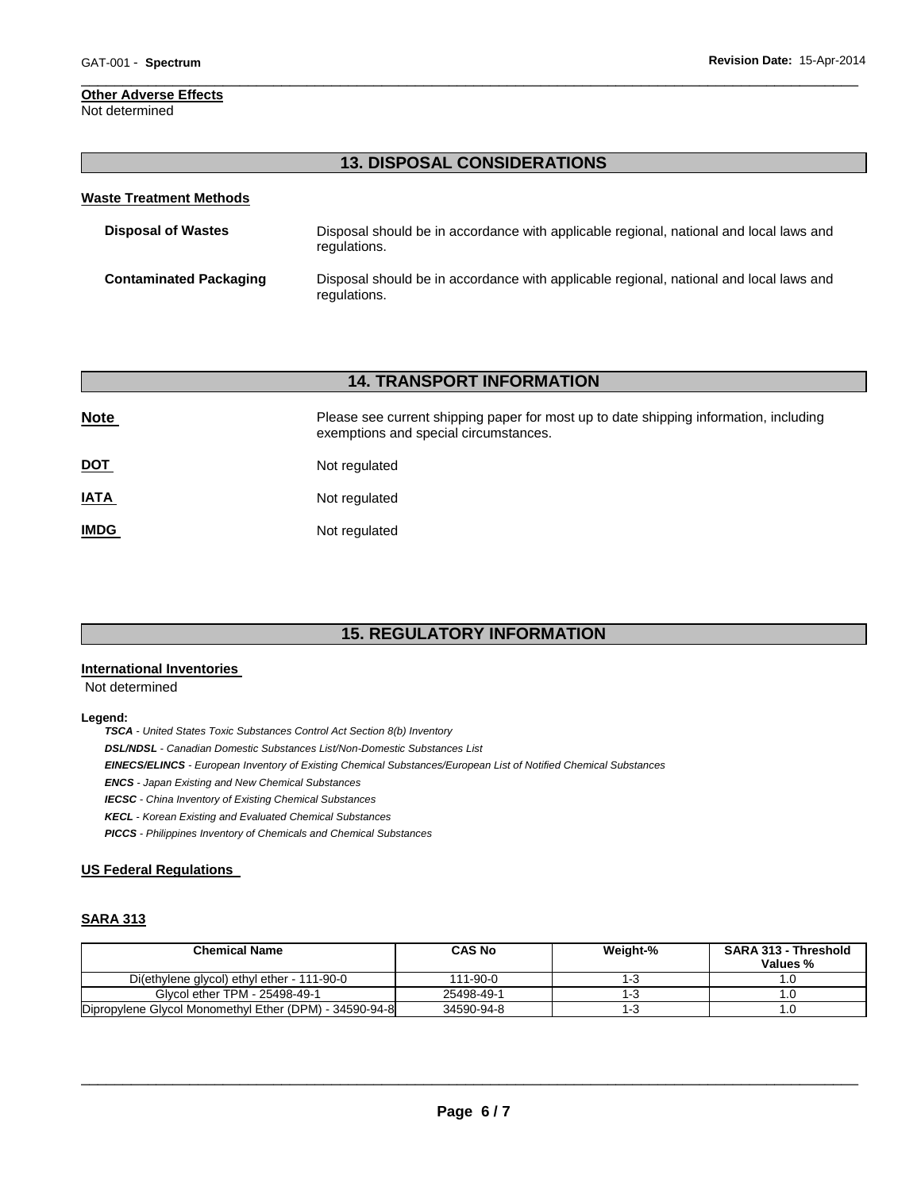**Other Adverse Effects**
Not determined

## 13. DISPOSAL CONSIDERATIONS

**Waste Treatment Methods**

**Disposal of Wastes** Disposal should be in accordance with applicable regional, national and local laws and regulations.

**Contaminated Packaging** Disposal should be in accordance with applicable regional, national and local laws and regulations.

## 14. TRANSPORT INFORMATION

**Note** Please see current shipping paper for most up to date shipping information, including exemptions and special circumstances.

**DOT** Not regulated

**IATA** Not regulated

**IMDG** Not regulated

## 15. REGULATORY INFORMATION

**International Inventories**
Not determined

**Legend:**

***TSCA*** *- United States Toxic Substances Control Act Section 8(b) Inventory*
***DSL/NDSL*** *- Canadian Domestic Substances List/Non-Domestic Substances List*
***EINECS/ELINCS*** *- European Inventory of Existing Chemical Substances/European List of Notified Chemical Substances*
***ENCS*** *- Japan Existing and New Chemical Substances*
***IECSC*** *- China Inventory of Existing Chemical Substances*
***KECL*** *- Korean Existing and Evaluated Chemical Substances*
***PICCS*** *- Philippines Inventory of Chemicals and Chemical Substances*

**US Federal Regulations**

**SARA 313**

| Chemical Name | CAS No | Weight-% | SARA 313 - Threshold Values % |
|---|---|---|---|
| Di(ethylene glycol) ethyl ether - 111-90-0 | 111-90-0 | 1-3 | 1.0 |
| Glycol ether TPM - 25498-49-1 | 25498-49-1 | 1-3 | 1.0 |
| Dipropylene Glycol Monomethyl Ether (DPM) - 34590-94-8 | 34590-94-8 | 1-3 | 1.0 |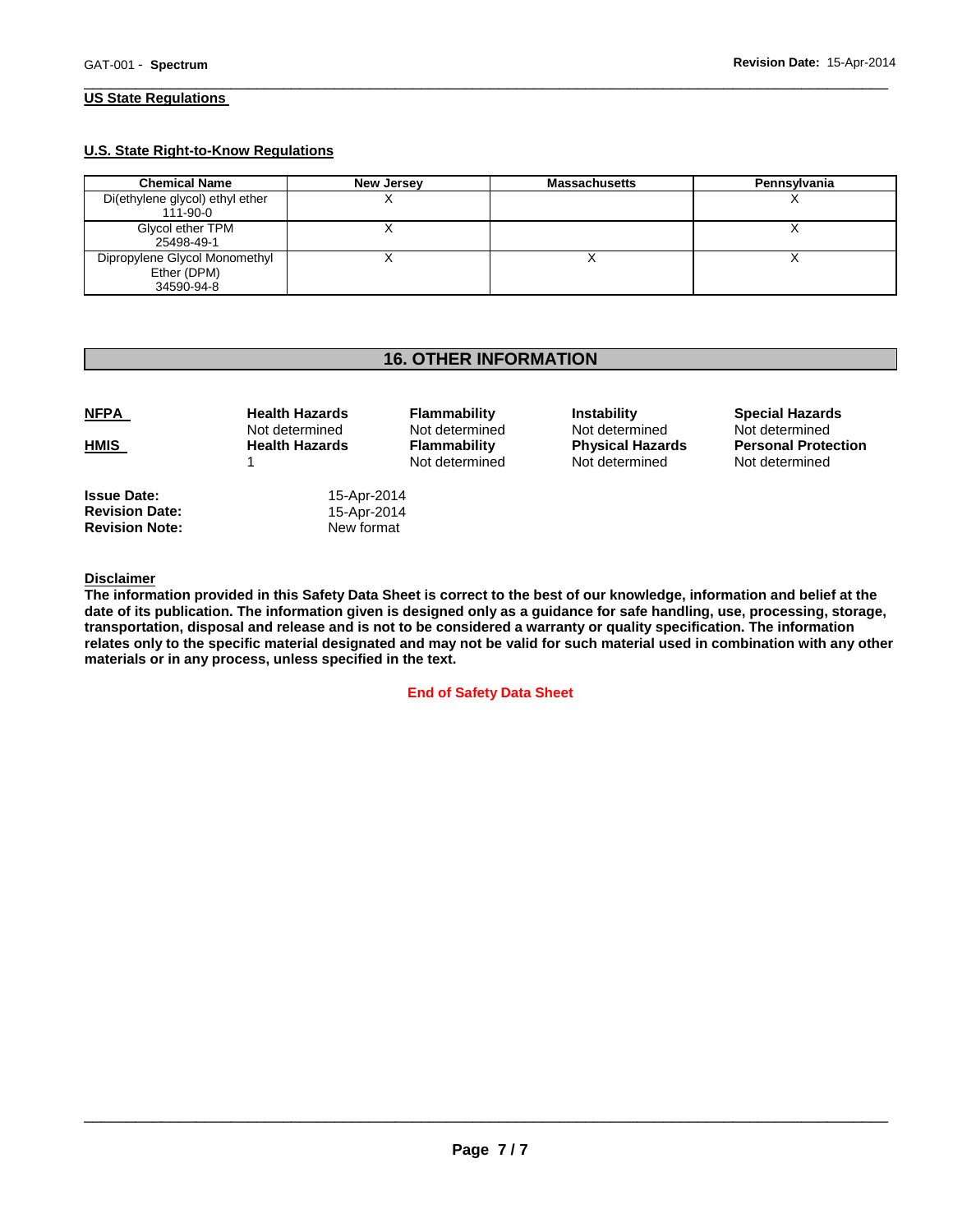### US State Regulations

### U.S. State Right-to-Know Regulations

| Chemical Name | New Jersey | Massachusetts | Pennsylvania |
|---|---|---|---|
| Di(ethylene glycol) ethyl ether 111-90-0 | X | | X |
| Glycol ether TPM 25498-49-1 | X | | X |
| Dipropylene Glycol Monomethyl Ether (DPM) 34590-94-8 | X | X | X |

## 16. OTHER INFORMATION

| | | | | |
|---|---|---|---|---|
| **NFPA** | **Health Hazards** | **Flammability** | **Instability** | **Special Hazards** |
| | Not determined | Not determined | Not determined | Not determined |
| **HMIS** | **Health Hazards** | **Flammability** | **Physical Hazards** | **Personal Protection** |
| | 1 | Not determined | Not determined | Not determined |

**Issue Date:** 15-Apr-2014
**Revision Date:** 15-Apr-2014
**Revision Note:** New format

**Disclaimer**

**The information provided in this Safety Data Sheet is correct to the best of our knowledge, information and belief at the date of its publication. The information given is designed only as a guidance for safe handling, use, processing, storage, transportation, disposal and release and is not to be considered a warranty or quality specification. The information relates only to the specific material designated and may not be valid for such material used in combination with any other materials or in any process, unless specified in the text.**

**End of Safety Data Sheet**